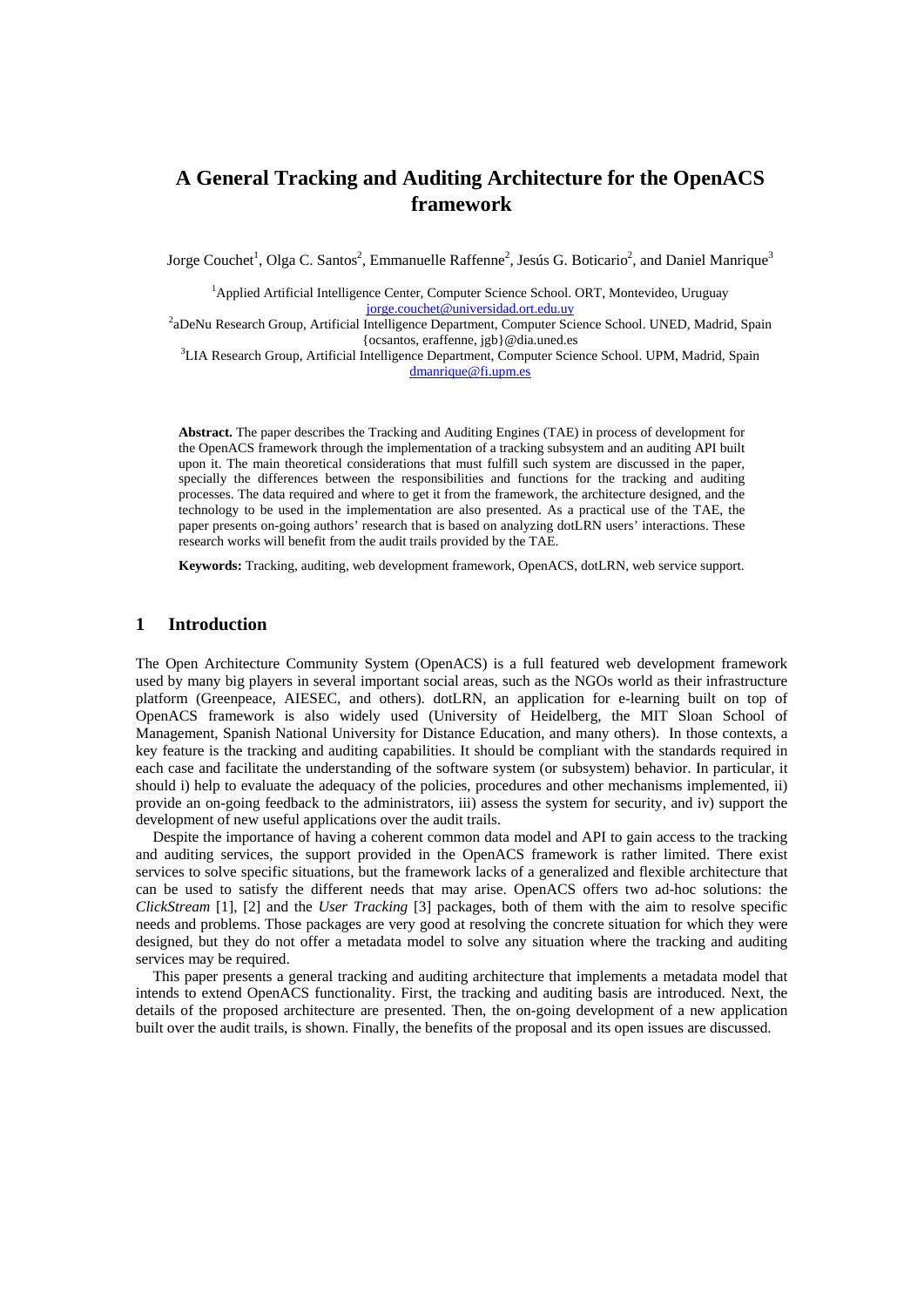# A General Tracking and Auditing Architecture for the OpenACS framework

Jorge Couchet[1], Olga C. Santos[2], Emmanuelle Raffenne[2], Jesús G. Boticario[2], and Daniel Manrique[3]

[1]Applied Artificial Intelligence Center, Computer Science School. ORT, Montevideo, Uruguay
jorge.couchet@universidad.ort.edu.uy
[2]aDeNu Research Group, Artificial Intelligence Department, Computer Science School. UNED, Madrid, Spain
{ocsantos, eraffenne, jgb}@dia.uned.es
[3]LIA Research Group, Artificial Intelligence Department, Computer Science School. UPM, Madrid, Spain
dmanrique@fi.upm.es

**Abstract.** The paper describes the Tracking and Auditing Engines (TAE) in process of development for the OpenACS framework through the implementation of a tracking subsystem and an auditing API built upon it. The main theoretical considerations that must fulfill such system are discussed in the paper, specially the differences between the responsibilities and functions for the tracking and auditing processes. The data required and where to get it from the framework, the architecture designed, and the technology to be used in the implementation are also presented. As a practical use of the TAE, the paper presents on-going authors' research that is based on analyzing dotLRN users' interactions. These research works will benefit from the audit trails provided by the TAE.

**Keywords:** Tracking, auditing, web development framework, OpenACS, dotLRN, web service support.

## 1 Introduction

The Open Architecture Community System (OpenACS) is a full featured web development framework used by many big players in several important social areas, such as the NGOs world as their infrastructure platform (Greenpeace, AIESEC, and others). dotLRN, an application for e-learning built on top of OpenACS framework is also widely used (University of Heidelberg, the MIT Sloan School of Management, Spanish National University for Distance Education, and many others). In those contexts, a key feature is the tracking and auditing capabilities. It should be compliant with the standards required in each case and facilitate the understanding of the software system (or subsystem) behavior. In particular, it should i) help to evaluate the adequacy of the policies, procedures and other mechanisms implemented, ii) provide an on-going feedback to the administrators, iii) assess the system for security, and iv) support the development of new useful applications over the audit trails.

Despite the importance of having a coherent common data model and API to gain access to the tracking and auditing services, the support provided in the OpenACS framework is rather limited. There exist services to solve specific situations, but the framework lacks of a generalized and flexible architecture that can be used to satisfy the different needs that may arise. OpenACS offers two ad-hoc solutions: the *ClickStream* [1], [2] and the *User Tracking* [3] packages, both of them with the aim to resolve specific needs and problems. Those packages are very good at resolving the concrete situation for which they were designed, but they do not offer a metadata model to solve any situation where the tracking and auditing services may be required.

This paper presents a general tracking and auditing architecture that implements a metadata model that intends to extend OpenACS functionality. First, the tracking and auditing basis are introduced. Next, the details of the proposed architecture are presented. Then, the on-going development of a new application built over the audit trails, is shown. Finally, the benefits of the proposal and its open issues are discussed.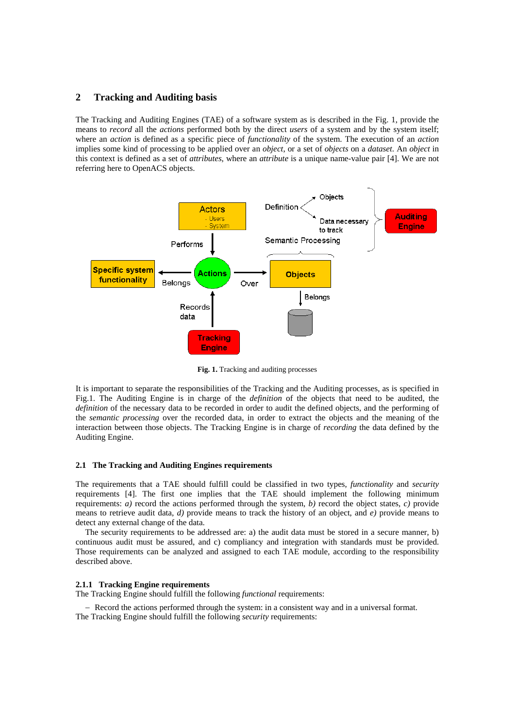## 2 Tracking and Auditing basis

The Tracking and Auditing Engines (TAE) of a software system as is described in the Fig. 1, provide the means to *record* all the *actions* performed both by the direct *users* of a system and by the system itself; where an *action* is defined as a specific piece of *functionality* of the system. The execution of an *action* implies some kind of processing to be applied over an *object*, or a set of *objects* on a *dataset*. An *object* in this context is defined as a set of *attributes*, where an *attribute* is a unique name-value pair [4]. We are not referring here to OpenACS objects.

**Fig. 1.** Tracking and auditing processes

It is important to separate the responsibilities of the Tracking and the Auditing processes, as is specified in Fig.1. The Auditing Engine is in charge of the *definition* of the objects that need to be audited, the *definition* of the necessary data to be recorded in order to audit the defined objects, and the performing of the *semantic processing* over the recorded data, in order to extract the objects and the meaning of the interaction between those objects. The Tracking Engine is in charge of *recording* the data defined by the Auditing Engine.

### 2.1 The Tracking and Auditing Engines requirements

The requirements that a TAE should fulfill could be classified in two types, *functionality* and *security* requirements [4]. The first one implies that the TAE should implement the following minimum requirements: *a)* record the actions performed through the system, *b)* record the object states, *c)* provide means to retrieve audit data, *d)* provide means to track the history of an object, and *e)* provide means to detect any external change of the data.

The security requirements to be addressed are: a) the audit data must be stored in a secure manner, b) continuous audit must be assured, and c) compliancy and integration with standards must be provided. Those requirements can be analyzed and assigned to each TAE module, according to the responsibility described above.

#### 2.1.1 Tracking Engine requirements

The Tracking Engine should fulfill the following *functional* requirements:

– Record the actions performed through the system: in a consistent way and in a universal format.

The Tracking Engine should fulfill the following *security* requirements: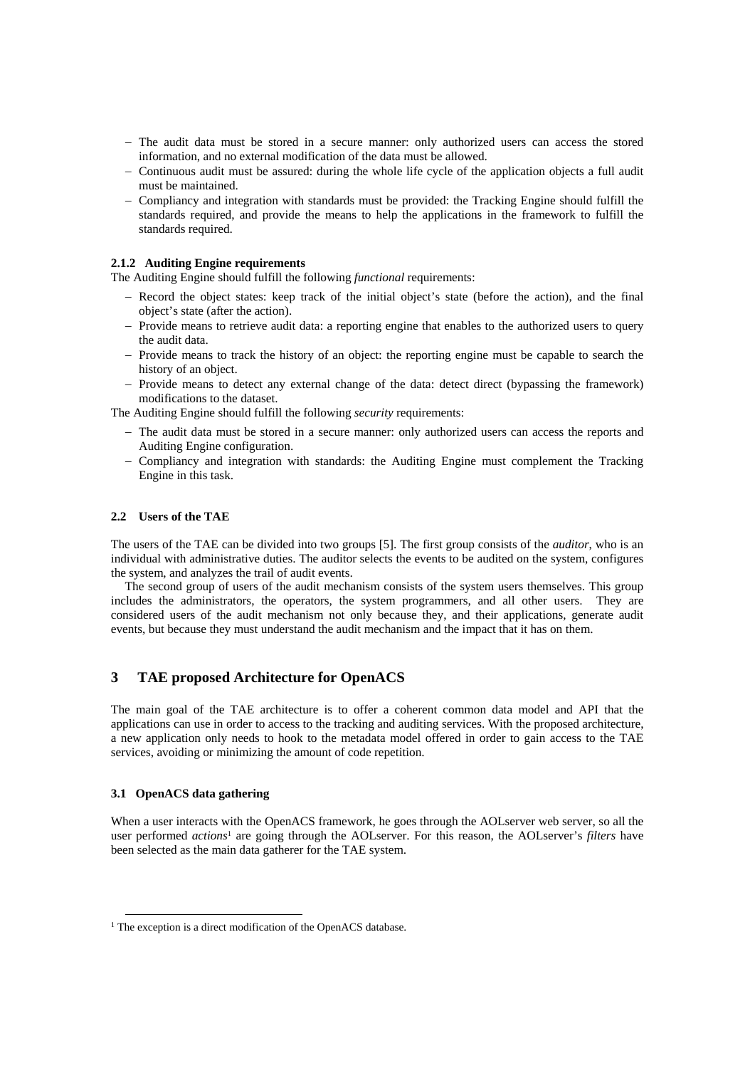- The audit data must be stored in a secure manner: only authorized users can access the stored information, and no external modification of the data must be allowed.
- Continuous audit must be assured: during the whole life cycle of the application objects a full audit must be maintained.
- Compliancy and integration with standards must be provided: the Tracking Engine should fulfill the standards required, and provide the means to help the applications in the framework to fulfill the standards required.

#### 2.1.2 Auditing Engine requirements

The Auditing Engine should fulfill the following *functional* requirements:

- Record the object states: keep track of the initial object's state (before the action), and the final object's state (after the action).
- Provide means to retrieve audit data: a reporting engine that enables to the authorized users to query the audit data.
- Provide means to track the history of an object: the reporting engine must be capable to search the history of an object.
- Provide means to detect any external change of the data: detect direct (bypassing the framework) modifications to the dataset.

The Auditing Engine should fulfill the following *security* requirements:

- The audit data must be stored in a secure manner: only authorized users can access the reports and Auditing Engine configuration.
- Compliancy and integration with standards: the Auditing Engine must complement the Tracking Engine in this task.

### 2.2 Users of the TAE

The users of the TAE can be divided into two groups [5]. The first group consists of the *auditor*, who is an individual with administrative duties. The auditor selects the events to be audited on the system, configures the system, and analyzes the trail of audit events.

The second group of users of the audit mechanism consists of the system users themselves. This group includes the administrators, the operators, the system programmers, and all other users. They are considered users of the audit mechanism not only because they, and their applications, generate audit events, but because they must understand the audit mechanism and the impact that it has on them.

## 3 TAE proposed Architecture for OpenACS

The main goal of the TAE architecture is to offer a coherent common data model and API that the applications can use in order to access to the tracking and auditing services. With the proposed architecture, a new application only needs to hook to the metadata model offered in order to gain access to the TAE services, avoiding or minimizing the amount of code repetition.

### 3.1 OpenACS data gathering

When a user interacts with the OpenACS framework, he goes through the AOLserver web server, so all the user performed *actions*[1] are going through the AOLserver. For this reason, the AOLserver's *filters* have been selected as the main data gatherer for the TAE system.

[1] The exception is a direct modification of the OpenACS database.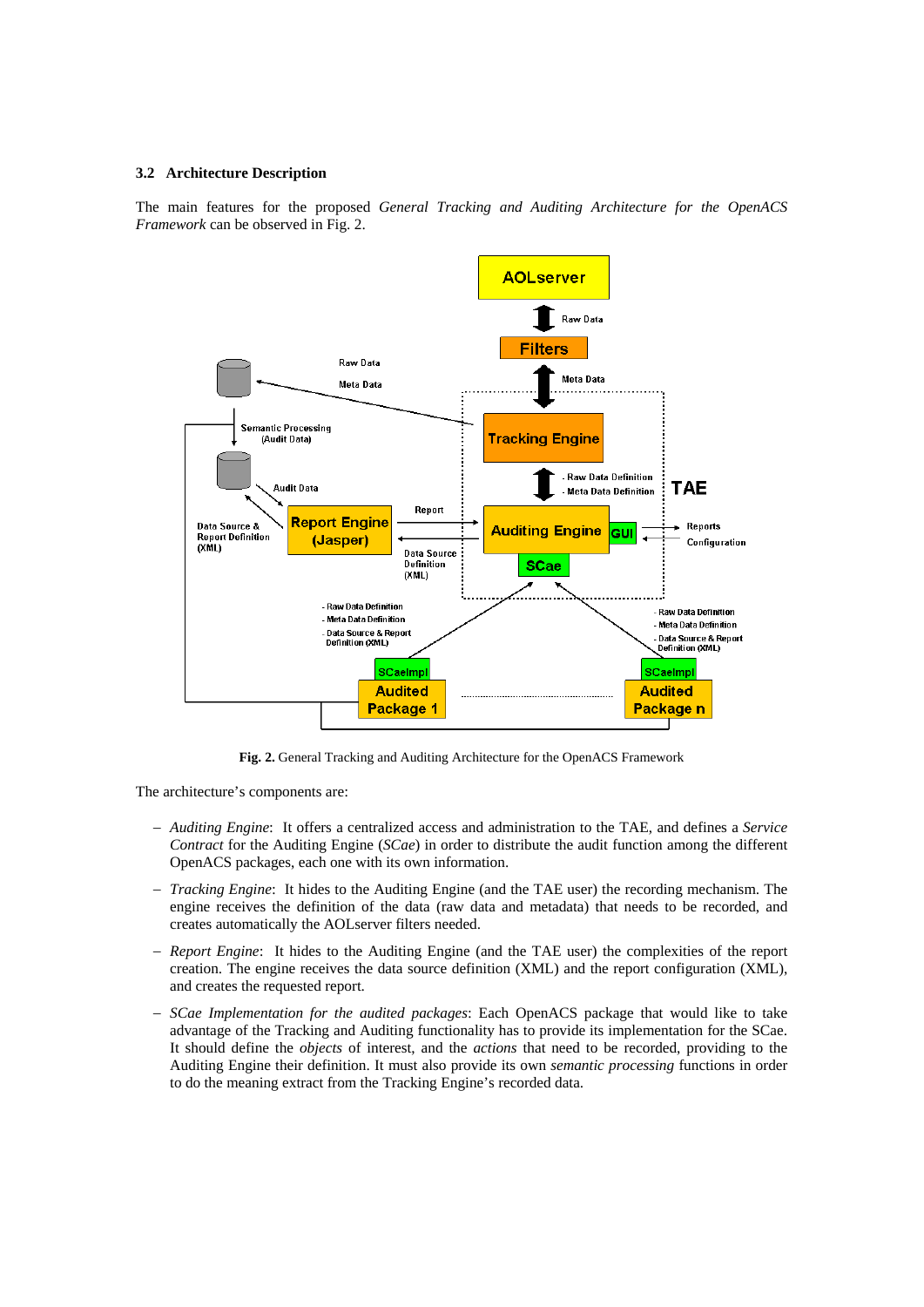### 3.2 Architecture Description

The main features for the proposed *General Tracking and Auditing Architecture for the OpenACS Framework* can be observed in Fig. 2.

**Fig. 2.** General Tracking and Auditing Architecture for the OpenACS Framework

The architecture's components are:

- *Auditing Engine*: It offers a centralized access and administration to the TAE, and defines a *Service Contract* for the Auditing Engine (*SCae*) in order to distribute the audit function among the different OpenACS packages, each one with its own information.
- *Tracking Engine*: It hides to the Auditing Engine (and the TAE user) the recording mechanism. The engine receives the definition of the data (raw data and metadata) that needs to be recorded, and creates automatically the AOLserver filters needed.
- *Report Engine*: It hides to the Auditing Engine (and the TAE user) the complexities of the report creation. The engine receives the data source definition (XML) and the report configuration (XML), and creates the requested report.
- *SCae Implementation for the audited packages*: Each OpenACS package that would like to take advantage of the Tracking and Auditing functionality has to provide its implementation for the SCae. It should define the *objects* of interest, and the *actions* that need to be recorded, providing to the Auditing Engine their definition. It must also provide its own *semantic processing* functions in order to do the meaning extract from the Tracking Engine's recorded data.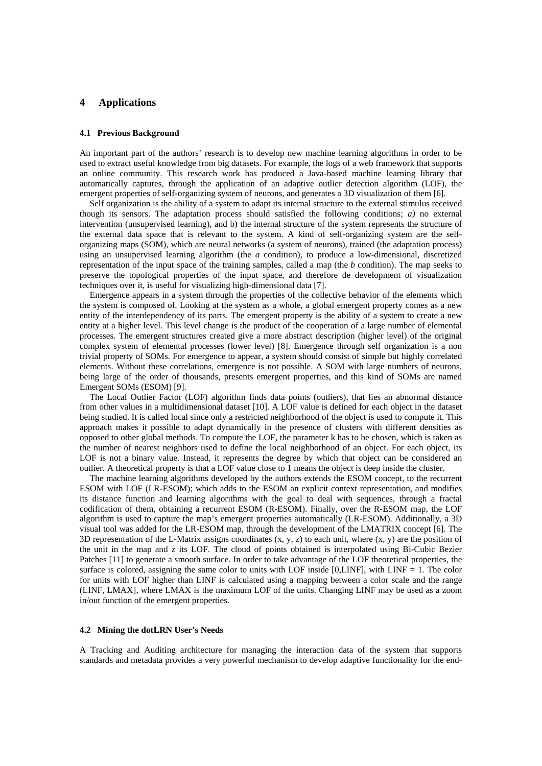# 4 Applications

### 4.1 Previous Background

An important part of the authors' research is to develop new machine learning algorithms in order to be used to extract useful knowledge from big datasets. For example, the logs of a web framework that supports an online community. This research work has produced a Java-based machine learning library that automatically captures, through the application of an adaptive outlier detection algorithm (LOF), the emergent properties of self-organizing system of neurons, and generates a 3D visualization of them [6].

Self organization is the ability of a system to adapt its internal structure to the external stimulus received though its sensors. The adaptation process should satisfied the following conditions; *a)* no external intervention (unsupervised learning), and b) the internal structure of the system represents the structure of the external data space that is relevant to the system. A kind of self-organizing system are the self-organizing maps (SOM), which are neural networks (a system of neurons), trained (the adaptation process) using an unsupervised learning algorithm (the *a* condition), to produce a low-dimensional, discretized representation of the input space of the training samples, called a map (the *b* condition). The map seeks to preserve the topological properties of the input space, and therefore de development of visualization techniques over it, is useful for visualizing high-dimensional data [7].

Emergence appears in a system through the properties of the collective behavior of the elements which the system is composed of. Looking at the system as a whole, a global emergent property comes as a new entity of the interdependency of its parts. The emergent property is the ability of a system to create a new entity at a higher level. This level change is the product of the cooperation of a large number of elemental processes. The emergent structures created give a more abstract description (higher level) of the original complex system of elemental processes (lower level) [8]. Emergence through self organization is a non trivial property of SOMs. For emergence to appear, a system should consist of simple but highly correlated elements. Without these correlations, emergence is not possible. A SOM with large numbers of neurons, being large of the order of thousands, presents emergent properties, and this kind of SOMs are named Emergent SOMs (ESOM) [9].

The Local Outlier Factor (LOF) algorithm finds data points (outliers), that lies an abnormal distance from other values in a multidimensional dataset [10]. A LOF value is defined for each object in the dataset being studied. It is called local since only a restricted neighborhood of the object is used to compute it. This approach makes it possible to adapt dynamically in the presence of clusters with different densities as opposed to other global methods. To compute the LOF, the parameter k has to be chosen, which is taken as the number of nearest neighbors used to define the local neighborhood of an object. For each object, its LOF is not a binary value. Instead, it represents the degree by which that object can be considered an outlier. A theoretical property is that a LOF value close to 1 means the object is deep inside the cluster.

The machine learning algorithms developed by the authors extends the ESOM concept, to the recurrent ESOM with LOF (LR-ESOM); which adds to the ESOM an explicit context representation, and modifies its distance function and learning algorithms with the goal to deal with sequences, through a fractal codification of them, obtaining a recurrent ESOM (R-ESOM). Finally, over the R-ESOM map, the LOF algorithm is used to capture the map's emergent properties automatically (LR-ESOM). Additionally, a 3D visual tool was added for the LR-ESOM map, through the development of the LMATRIX concept [6]. The 3D representation of the L-Matrix assigns coordinates (x, y, z) to each unit, where (x, y) are the position of the unit in the map and z its LOF. The cloud of points obtained is interpolated using Bi-Cubic Bezier Patches [11] to generate a smooth surface. In order to take advantage of the LOF theoretical properties, the surface is colored, assigning the same color to units with LOF inside [0,LINF], with LINF = 1. The color for units with LOF higher than LINF is calculated using a mapping between a color scale and the range (LINF, LMAX], where LMAX is the maximum LOF of the units. Changing LINF may be used as a zoom in/out function of the emergent properties.

### 4.2 Mining the dotLRN User's Needs

A Tracking and Auditing architecture for managing the interaction data of the system that supports standards and metadata provides a very powerful mechanism to develop adaptive functionality for the end-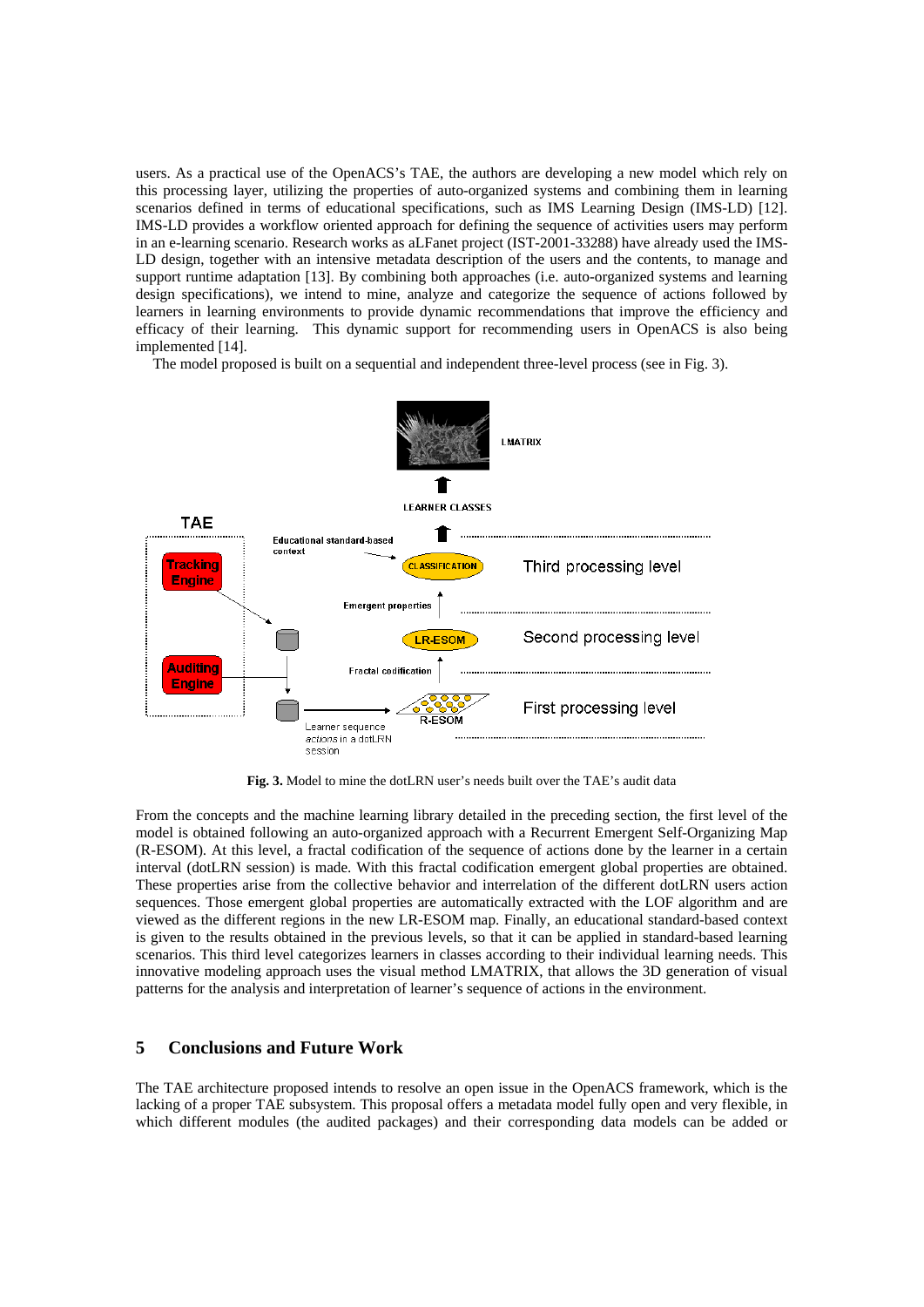users. As a practical use of the OpenACS's TAE, the authors are developing a new model which rely on this processing layer, utilizing the properties of auto-organized systems and combining them in learning scenarios defined in terms of educational specifications, such as IMS Learning Design (IMS-LD) [12]. IMS-LD provides a workflow oriented approach for defining the sequence of activities users may perform in an e-learning scenario. Research works as aLFanet project (IST-2001-33288) have already used the IMS-LD design, together with an intensive metadata description of the users and the contents, to manage and support runtime adaptation [13]. By combining both approaches (i.e. auto-organized systems and learning design specifications), we intend to mine, analyze and categorize the sequence of actions followed by learners in learning environments to provide dynamic recommendations that improve the efficiency and efficacy of their learning. This dynamic support for recommending users in OpenACS is also being implemented [14].

The model proposed is built on a sequential and independent three-level process (see in Fig. 3).

**Fig. 3.** Model to mine the dotLRN user's needs built over the TAE's audit data

From the concepts and the machine learning library detailed in the preceding section, the first level of the model is obtained following an auto-organized approach with a Recurrent Emergent Self-Organizing Map (R-ESOM). At this level, a fractal codification of the sequence of actions done by the learner in a certain interval (dotLRN session) is made. With this fractal codification emergent global properties are obtained. These properties arise from the collective behavior and interrelation of the different dotLRN users action sequences. Those emergent global properties are automatically extracted with the LOF algorithm and are viewed as the different regions in the new LR-ESOM map. Finally, an educational standard-based context is given to the results obtained in the previous levels, so that it can be applied in standard-based learning scenarios. This third level categorizes learners in classes according to their individual learning needs. This innovative modeling approach uses the visual method LMATRIX, that allows the 3D generation of visual patterns for the analysis and interpretation of learner's sequence of actions in the environment.

## 5 Conclusions and Future Work

The TAE architecture proposed intends to resolve an open issue in the OpenACS framework, which is the lacking of a proper TAE subsystem. This proposal offers a metadata model fully open and very flexible, in which different modules (the audited packages) and their corresponding data models can be added or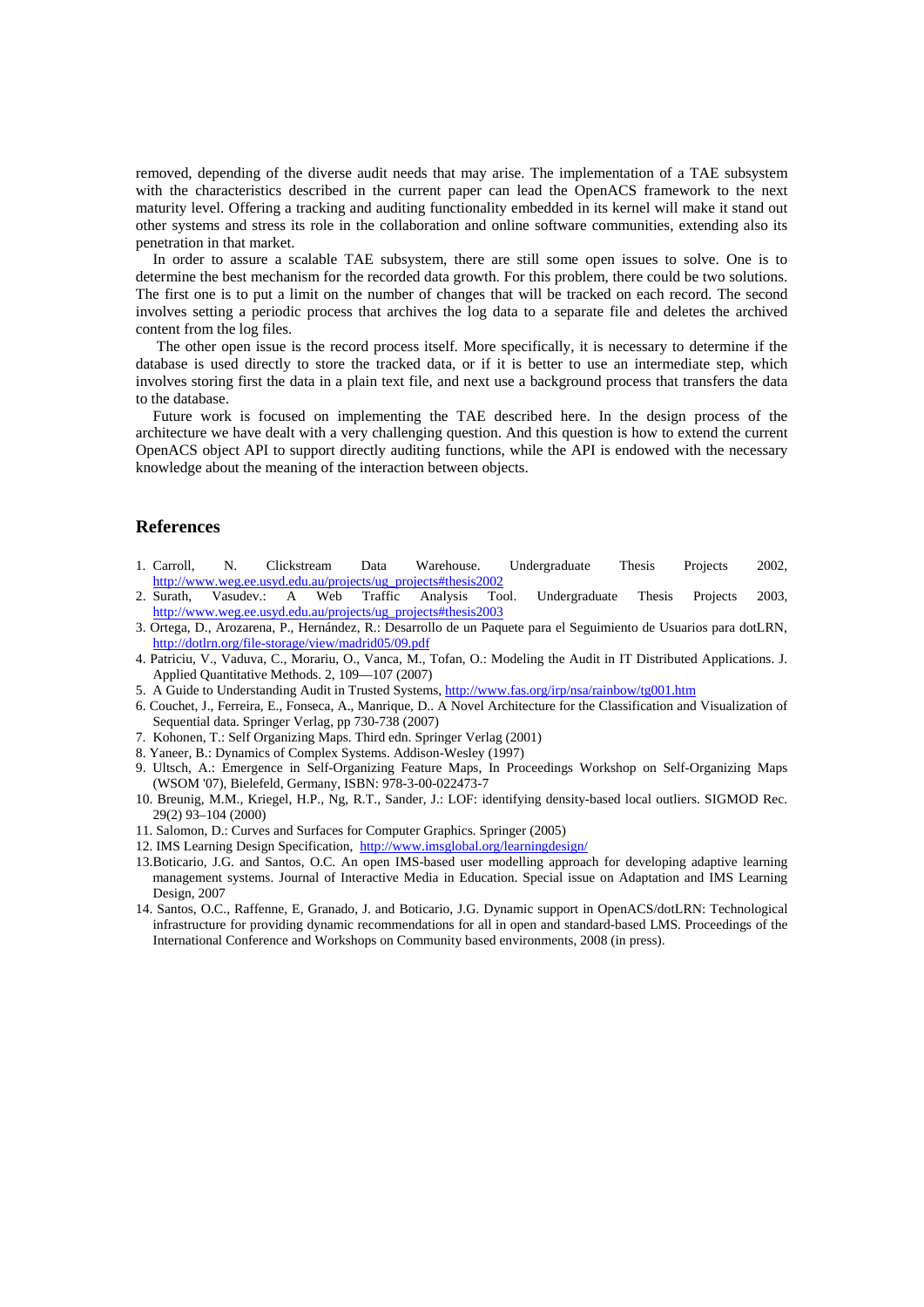removed, depending of the diverse audit needs that may arise. The implementation of a TAE subsystem with the characteristics described in the current paper can lead the OpenACS framework to the next maturity level. Offering a tracking and auditing functionality embedded in its kernel will make it stand out other systems and stress its role in the collaboration and online software communities, extending also its penetration in that market.

In order to assure a scalable TAE subsystem, there are still some open issues to solve. One is to determine the best mechanism for the recorded data growth. For this problem, there could be two solutions. The first one is to put a limit on the number of changes that will be tracked on each record. The second involves setting a periodic process that archives the log data to a separate file and deletes the archived content from the log files.

The other open issue is the record process itself. More specifically, it is necessary to determine if the database is used directly to store the tracked data, or if it is better to use an intermediate step, which involves storing first the data in a plain text file, and next use a background process that transfers the data to the database.

Future work is focused on implementing the TAE described here. In the design process of the architecture we have dealt with a very challenging question. And this question is how to extend the current OpenACS object API to support directly auditing functions, while the API is endowed with the necessary knowledge about the meaning of the interaction between objects.

## References

1. Carroll, N. Clickstream Data Warehouse. Undergraduate Thesis Projects 2002, http://www.weg.ee.usyd.edu.au/projects/ug_projects#thesis2002
2. Surath, Vasudev.: A Web Traffic Analysis Tool. Undergraduate Thesis Projects 2003, http://www.weg.ee.usyd.edu.au/projects/ug_projects#thesis2003
3. Ortega, D., Arozarena, P., Hernández, R.: Desarrollo de un Paquete para el Seguimiento de Usuarios para dotLRN, http://dotlrn.org/file-storage/view/madrid05/09.pdf
4. Patriciu, V., Vaduva, C., Morariu, O., Vanca, M., Tofan, O.: Modeling the Audit in IT Distributed Applications. J. Applied Quantitative Methods. 2, 109—107 (2007)
5. A Guide to Understanding Audit in Trusted Systems, http://www.fas.org/irp/nsa/rainbow/tg001.htm
6. Couchet, J., Ferreira, E., Fonseca, A., Manrique, D.. A Novel Architecture for the Classification and Visualization of Sequential data. Springer Verlag, pp 730-738 (2007)
7. Kohonen, T.: Self Organizing Maps. Third edn. Springer Verlag (2001)
8. Yaneer, B.: Dynamics of Complex Systems. Addison-Wesley (1997)
9. Ultsch, A.: Emergence in Self-Organizing Feature Maps, In Proceedings Workshop on Self-Organizing Maps (WSOM '07), Bielefeld, Germany, ISBN: 978-3-00-022473-7
10. Breunig, M.M., Kriegel, H.P., Ng, R.T., Sander, J.: LOF: identifying density-based local outliers. SIGMOD Rec. 29(2) 93–104 (2000)
11. Salomon, D.: Curves and Surfaces for Computer Graphics. Springer (2005)
12. IMS Learning Design Specification, http://www.imsglobal.org/learningdesign/
13. Boticario, J.G. and Santos, O.C. An open IMS-based user modelling approach for developing adaptive learning management systems. Journal of Interactive Media in Education. Special issue on Adaptation and IMS Learning Design, 2007
14. Santos, O.C., Raffenne, E, Granado, J. and Boticario, J.G. Dynamic support in OpenACS/dotLRN: Technological infrastructure for providing dynamic recommendations for all in open and standard-based LMS. Proceedings of the International Conference and Workshops on Community based environments, 2008 (in press).